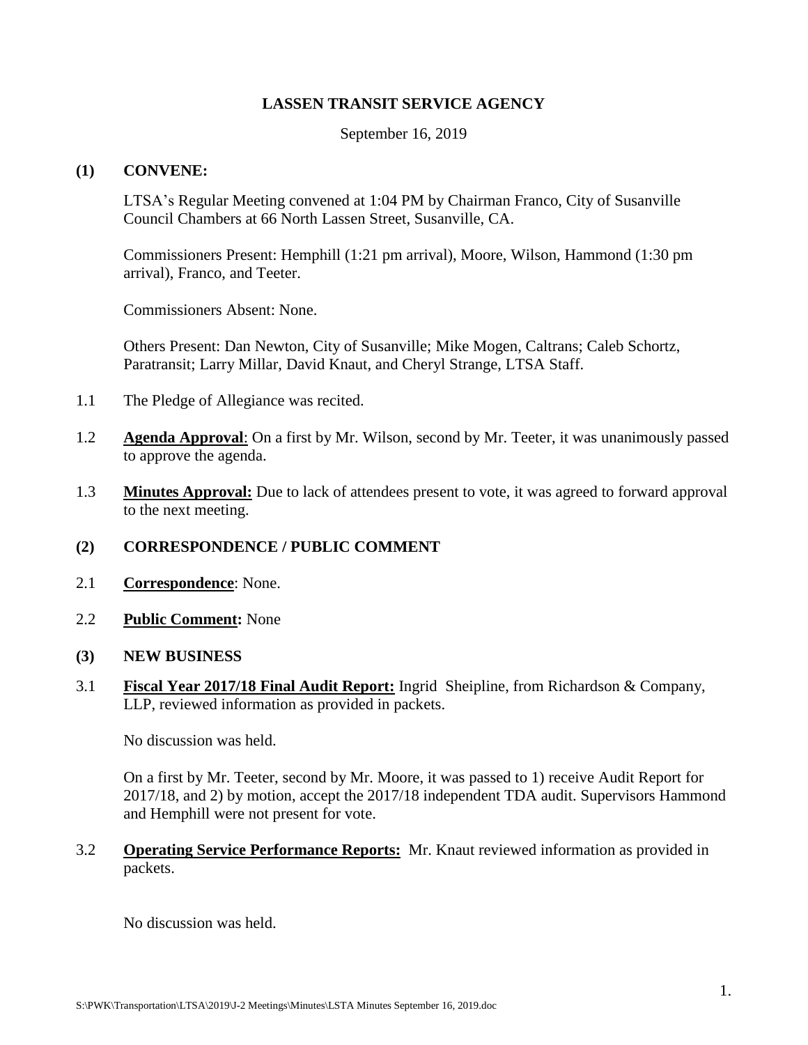# LASSEN TRANSIT SERVICE AGENCY

September 16, 2019

**(1) CONVENE:**

LTSA's Regular Meeting convened at 1:04 PM by Chairman Franco, City of Susanville Council Chambers at 66 North Lassen Street, Susanville, CA.

Commissioners Present: Hemphill (1:21 pm arrival), Moore, Wilson, Hammond (1:30 pm arrival), Franco, and Teeter.

Commissioners Absent: None.

Others Present: Dan Newton, City of Susanville; Mike Mogen, Caltrans; Caleb Schortz, Paratransit; Larry Millar, David Knaut, and Cheryl Strange, LTSA Staff.

1.1 The Pledge of Allegiance was recited.

1.2 **Agenda Approval**: On a first by Mr. Wilson, second by Mr. Teeter, it was unanimously passed to approve the agenda.

1.3 **Minutes Approval:** Due to lack of attendees present to vote, it was agreed to forward approval to the next meeting.

**(2) CORRESPONDENCE / PUBLIC COMMENT**

2.1 **Correspondence**: None.

2.2 **Public Comment:** None

**(3) NEW BUSINESS**

3.1 **Fiscal Year 2017/18 Final Audit Report:** Ingrid Sheipline, from Richardson & Company, LLP, reviewed information as provided in packets.

No discussion was held.

On a first by Mr. Teeter, second by Mr. Moore, it was passed to 1) receive Audit Report for 2017/18, and 2) by motion, accept the 2017/18 independent TDA audit. Supervisors Hammond and Hemphill were not present for vote.

3.2 **Operating Service Performance Reports:** Mr. Knaut reviewed information as provided in packets.

No discussion was held.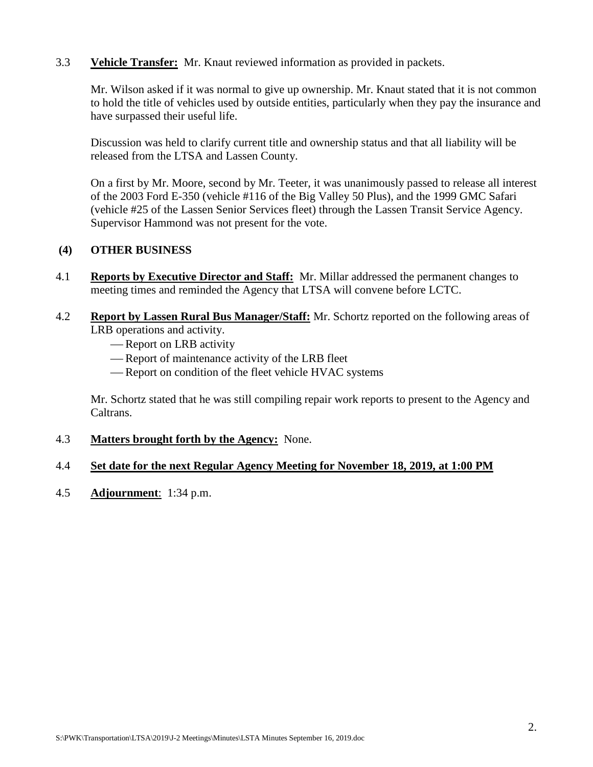3.3 **<u>Vehicle Transfer:</u>** Mr. Knaut reviewed information as provided in packets.

Mr. Wilson asked if it was normal to give up ownership. Mr. Knaut stated that it is not common to hold the title of vehicles used by outside entities, particularly when they pay the insurance and have surpassed their useful life.

Discussion was held to clarify current title and ownership status and that all liability will be released from the LTSA and Lassen County.

On a first by Mr. Moore, second by Mr. Teeter, it was unanimously passed to release all interest of the 2003 Ford E-350 (vehicle #116 of the Big Valley 50 Plus), and the 1999 GMC Safari (vehicle #25 of the Lassen Senior Services fleet) through the Lassen Transit Service Agency. Supervisor Hammond was not present for the vote.

## (4) OTHER BUSINESS

4.1 **<u>Reports by Executive Director and Staff:</u>** Mr. Millar addressed the permanent changes to meeting times and reminded the Agency that LTSA will convene before LCTC.

4.2 **<u>Report by Lassen Rural Bus Manager/Staff:</u>** Mr. Schortz reported on the following areas of LRB operations and activity.

- Report on LRB activity
- Report of maintenance activity of the LRB fleet
- Report on condition of the fleet vehicle HVAC systems

Mr. Schortz stated that he was still compiling repair work reports to present to the Agency and Caltrans.

4.3 **<u>Matters brought forth by the Agency:</u>** None.

4.4 **<u>Set date for the next Regular Agency Meeting for November 18, 2019, at 1:00 PM</u>**

4.5 **<u>Adjournment</u>**: 1:34 p.m.

S:\PWK\Transportation\LTSA\2019\J-2 Meetings\Minutes\LSTA Minutes September 16, 2019.doc